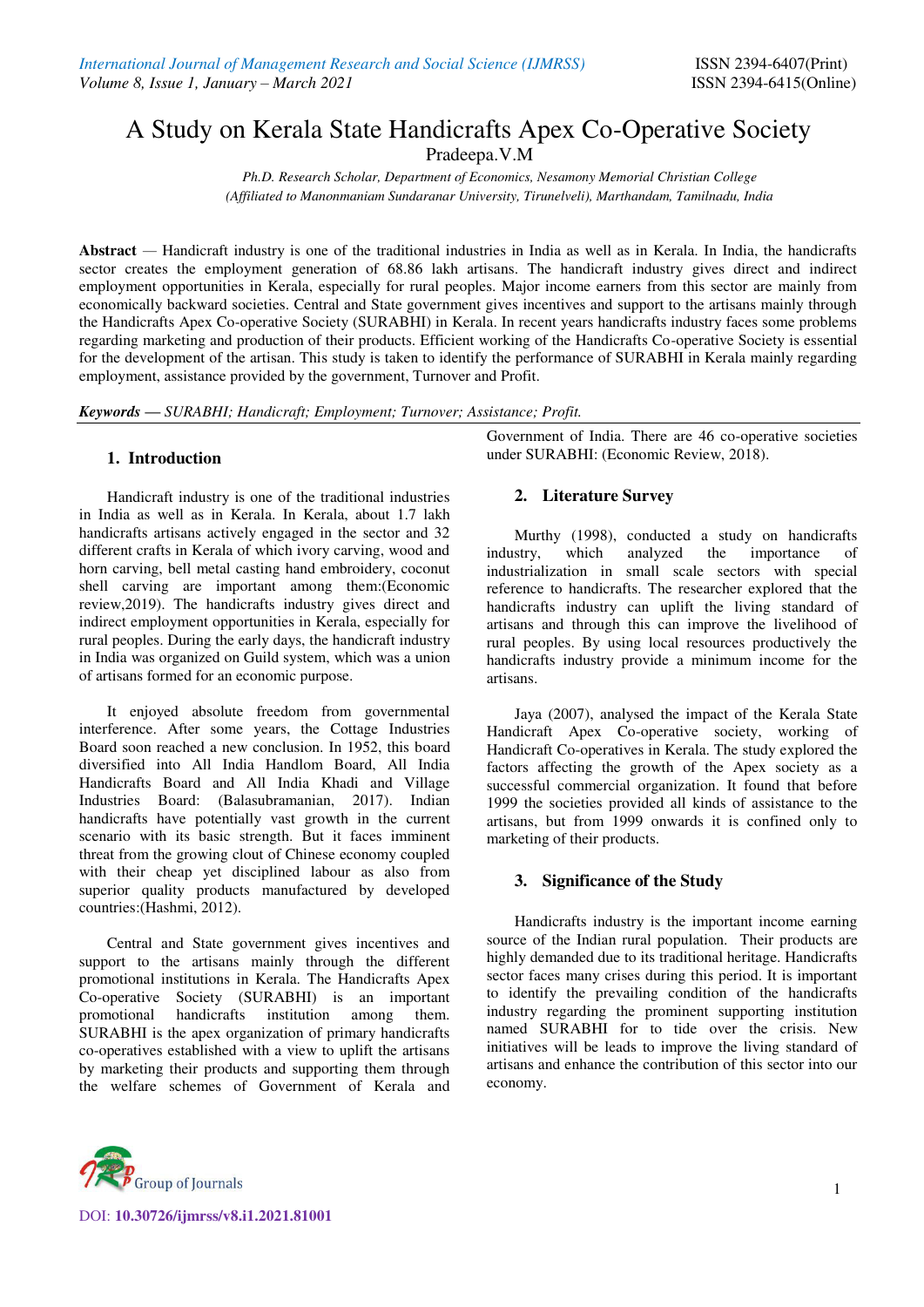# A Study on Kerala State Handicrafts Apex Co-Operative Society

Pradeepa.V.M

*Ph.D. Research Scholar, Department of Economics, Nesamony Memorial Christian College (Affiliated to Manonmaniam Sundaranar University, Tirunelveli), Marthandam, Tamilnadu, India*

**Abstract** — Handicraft industry is one of the traditional industries in India as well as in Kerala. In India, the handicrafts sector creates the employment generation of 68.86 lakh artisans. The handicraft industry gives direct and indirect employment opportunities in Kerala, especially for rural peoples. Major income earners from this sector are mainly from economically backward societies. Central and State government gives incentives and support to the artisans mainly through the Handicrafts Apex Co-operative Society (SURABHI) in Kerala. In recent years handicrafts industry faces some problems regarding marketing and production of their products. Efficient working of the Handicrafts Co-operative Society is essential for the development of the artisan. This study is taken to identify the performance of SURABHI in Kerala mainly regarding employment, assistance provided by the government, Turnover and Profit.

***Keywords* — *SURABHI; Handicraft; Employment; Turnover; Assistance; Profit.***

## 1. Introduction

Handicraft industry is one of the traditional industries in India as well as in Kerala. In Kerala, about 1.7 lakh handicrafts artisans actively engaged in the sector and 32 different crafts in Kerala of which ivory carving, wood and horn carving, bell metal casting hand embroidery, coconut shell carving are important among them:(Economic review,2019). The handicrafts industry gives direct and indirect employment opportunities in Kerala, especially for rural peoples. During the early days, the handicraft industry in India was organized on Guild system, which was a union of artisans formed for an economic purpose.

It enjoyed absolute freedom from governmental interference. After some years, the Cottage Industries Board soon reached a new conclusion. In 1952, this board diversified into All India Handlom Board, All India Handicrafts Board and All India Khadi and Village Industries Board: (Balasubramanian, 2017). Indian handicrafts have potentially vast growth in the current scenario with its basic strength. But it faces imminent threat from the growing clout of Chinese economy coupled with their cheap yet disciplined labour as also from superior quality products manufactured by developed countries:(Hashmi, 2012).

Central and State government gives incentives and support to the artisans mainly through the different promotional institutions in Kerala. The Handicrafts Apex Co-operative Society (SURABHI) is an important promotional handicrafts institution among them. SURABHI is the apex organization of primary handicrafts co-operatives established with a view to uplift the artisans by marketing their products and supporting them through the welfare schemes of Government of Kerala and Government of India. There are 46 co-operative societies under SURABHI: (Economic Review, 2018).

## 2. Literature Survey

Murthy (1998), conducted a study on handicrafts industry, which analyzed the importance of industrialization in small scale sectors with special reference to handicrafts. The researcher explored that the handicrafts industry can uplift the living standard of artisans and through this can improve the livelihood of rural peoples. By using local resources productively the handicrafts industry provide a minimum income for the artisans.

Jaya (2007), analysed the impact of the Kerala State Handicraft Apex Co-operative society, working of Handicraft Co-operatives in Kerala. The study explored the factors affecting the growth of the Apex society as a successful commercial organization. It found that before 1999 the societies provided all kinds of assistance to the artisans, but from 1999 onwards it is confined only to marketing of their products.

## 3. Significance of the Study

Handicrafts industry is the important income earning source of the Indian rural population. Their products are highly demanded due to its traditional heritage. Handicrafts sector faces many crises during this period. It is important to identify the prevailing condition of the handicrafts industry regarding the prominent supporting institution named SURABHI for to tide over the crisis. New initiatives will be leads to improve the living standard of artisans and enhance the contribution of this sector into our economy.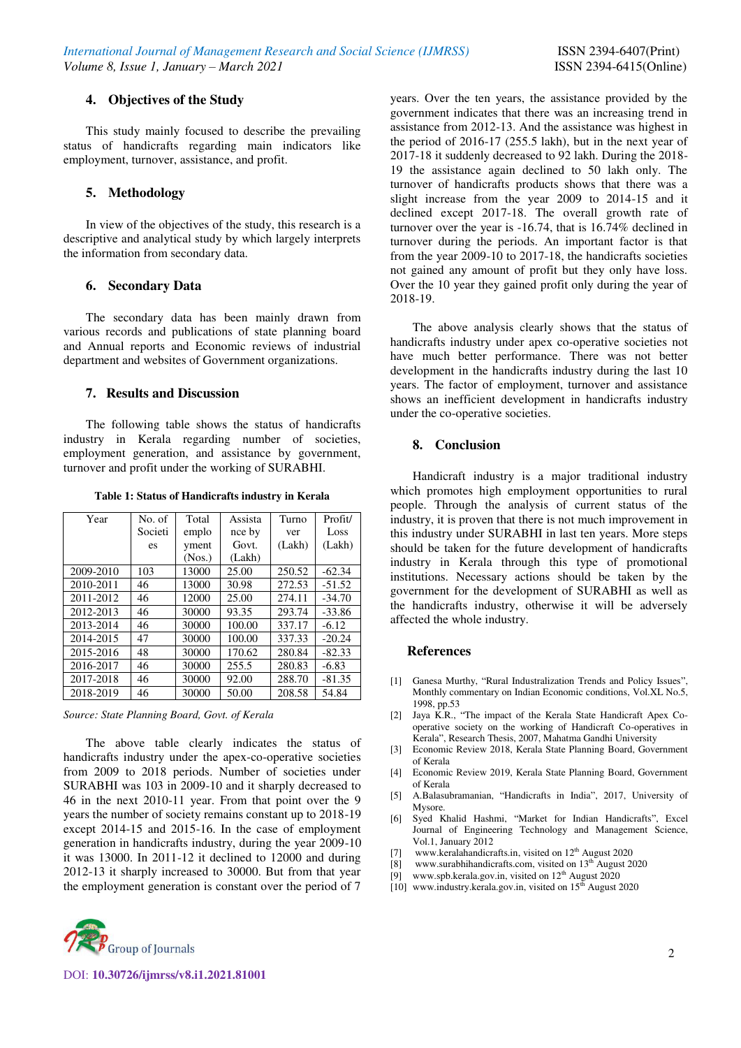## 4. Objectives of the Study

This study mainly focused to describe the prevailing status of handicrafts regarding main indicators like employment, turnover, assistance, and profit.

## 5. Methodology

In view of the objectives of the study, this research is a descriptive and analytical study by which largely interprets the information from secondary data.

## 6. Secondary Data

The secondary data has been mainly drawn from various records and publications of state planning board and Annual reports and Economic reviews of industrial department and websites of Government organizations.

## 7. Results and Discussion

The following table shows the status of handicrafts industry in Kerala regarding number of societies, employment generation, and assistance by government, turnover and profit under the working of SURABHI.

**Table 1: Status of Handicrafts industry in Kerala**

| Year | No. of Societies | Total employment (Nos.) | Assistance by Govt. (Lakh) | Turnover (Lakh) | Profit/ Loss (Lakh) |
|---|---|---|---|---|---|
| 2009-2010 | 103 | 13000 | 25.00 | 250.52 | -62.34 |
| 2010-2011 | 46 | 13000 | 30.98 | 272.53 | -51.52 |
| 2011-2012 | 46 | 12000 | 25.00 | 274.11 | -34.70 |
| 2012-2013 | 46 | 30000 | 93.35 | 293.74 | -33.86 |
| 2013-2014 | 46 | 30000 | 100.00 | 337.17 | -6.12 |
| 2014-2015 | 47 | 30000 | 100.00 | 337.33 | -20.24 |
| 2015-2016 | 48 | 30000 | 170.62 | 280.84 | -82.33 |
| 2016-2017 | 46 | 30000 | 255.5 | 280.83 | -6.83 |
| 2017-2018 | 46 | 30000 | 92.00 | 288.70 | -81.35 |
| 2018-2019 | 46 | 30000 | 50.00 | 208.58 | 54.84 |

*Source: State Planning Board, Govt. of Kerala*

The above table clearly indicates the status of handicrafts industry under the apex-co-operative societies from 2009 to 2018 periods. Number of societies under SURABHI was 103 in 2009-10 and it sharply decreased to 46 in the next 2010-11 year. From that point over the 9 years the number of society remains constant up to 2018-19 except 2014-15 and 2015-16. In the case of employment generation in handicrafts industry, during the year 2009-10 it was 13000. In 2011-12 it declined to 12000 and during 2012-13 it sharply increased to 30000. But from that year the employment generation is constant over the period of 7 years. Over the ten years, the assistance provided by the government indicates that there was an increasing trend in assistance from 2012-13. And the assistance was highest in the period of 2016-17 (255.5 lakh), but in the next year of 2017-18 it suddenly decreased to 92 lakh. During the 2018-19 the assistance again declined to 50 lakh only. The turnover of handicrafts products shows that there was a slight increase from the year 2009 to 2014-15 and it declined except 2017-18. The overall growth rate of turnover over the year is -16.74, that is 16.74% declined in turnover during the periods. An important factor is that from the year 2009-10 to 2017-18, the handicrafts societies not gained any amount of profit but they only have loss. Over the 10 year they gained profit only during the year of 2018-19.

The above analysis clearly shows that the status of handicrafts industry under apex co-operative societies not have much better performance. There was not better development in the handicrafts industry during the last 10 years. The factor of employment, turnover and assistance shows an inefficient development in handicrafts industry under the co-operative societies.

## 8. Conclusion

Handicraft industry is a major traditional industry which promotes high employment opportunities to rural people. Through the analysis of current status of the industry, it is proven that there is not much improvement in this industry under SURABHI in last ten years. More steps should be taken for the future development of handicrafts industry in Kerala through this type of promotional institutions. Necessary actions should be taken by the government for the development of SURABHI as well as the handicrafts industry, otherwise it will be adversely affected the whole industry.

## References

[1] Ganesa Murthy, "Rural Industralization Trends and Policy Issues", Monthly commentary on Indian Economic conditions, Vol.XL No.5, 1998, pp.53

[2] Jaya K.R., "The impact of the Kerala State Handicraft Apex Co-operative society on the working of Handicraft Co-operatives in Kerala", Research Thesis, 2007, Mahatma Gandhi University

[3] Economic Review 2018, Kerala State Planning Board, Government of Kerala

[4] Economic Review 2019, Kerala State Planning Board, Government of Kerala

[5] A.Balasubramanian, "Handicrafts in India", 2017, University of Mysore.

[6] Syed Khalid Hashmi, "Market for Indian Handicrafts", Excel Journal of Engineering Technology and Management Science, Vol.1, January 2012

[7] www.keralahandicrafts.in, visited on 12th August 2020

[8] www.surabhihandicrafts.com, visited on 13th August 2020

[9] www.spb.kerala.gov.in, visited on 12th August 2020

[10] www.industry.kerala.gov.in, visited on 15th August 2020